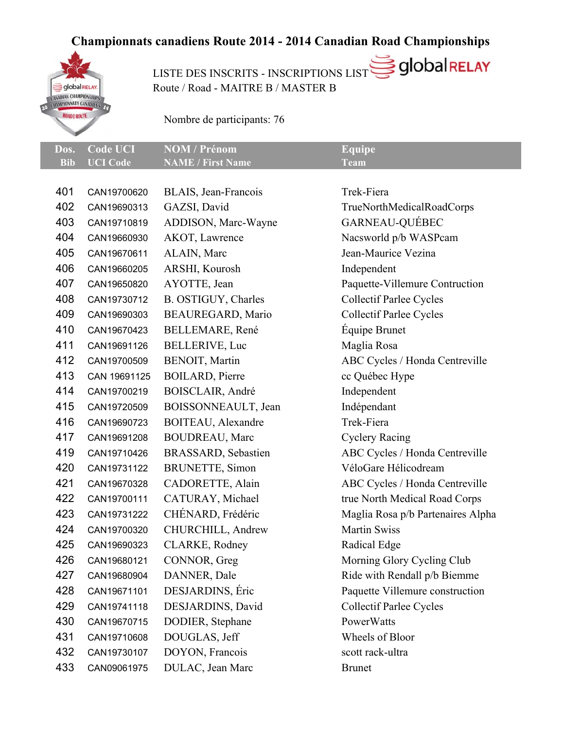# Championnats canadiens Route 2014 - 2014 Canadian Road Championships

LISTE DES INSCRITS - INSCRIPTIONS LIST

Route / Road - MAITRE B / MASTER B

Nombre de participants: 76

| Dos. Bib | Code UCI UCI Code | NOM / Prénom NAME / First Name | Equipe Team |
|---|---|---|---|
| 401 | CAN19700620 | BLAIS, Jean-Francois | Trek-Fiera |
| 402 | CAN19690313 | GAZSI, David | TrueNorthMedicalRoadCorps |
| 403 | CAN19710819 | ADDISON, Marc-Wayne | GARNEAU-QUÉBEC |
| 404 | CAN19660930 | AKOT, Lawrence | Nacsworld p/b WASPcam |
| 405 | CAN19670611 | ALAIN, Marc | Jean-Maurice Vezina |
| 406 | CAN19660205 | ARSHI, Kourosh | Independent |
| 407 | CAN19650820 | AYOTTE, Jean | Paquette-Villemure Contruction |
| 408 | CAN19730712 | B. OSTIGUY, Charles | Collectif Parlee Cycles |
| 409 | CAN19690303 | BEAUREGARD, Mario | Collectif Parlee Cycles |
| 410 | CAN19670423 | BELLEMARE, René | Équipe Brunet |
| 411 | CAN19691126 | BELLERIVE, Luc | Maglia Rosa |
| 412 | CAN19700509 | BENOIT, Martin | ABC Cycles / Honda Centreville |
| 413 | CAN 19691125 | BOILARD, Pierre | cc Québec Hype |
| 414 | CAN19700219 | BOISCLAIR, André | Independent |
| 415 | CAN19720509 | BOISSONNEAULT, Jean | Indépendant |
| 416 | CAN19690723 | BOITEAU, Alexandre | Trek-Fiera |
| 417 | CAN19691208 | BOUDREAU, Marc | Cyclery Racing |
| 419 | CAN19710426 | BRASSARD, Sebastien | ABC Cycles / Honda Centreville |
| 420 | CAN19731122 | BRUNETTE, Simon | VéloGare Hélicodream |
| 421 | CAN19670328 | CADORETTE, Alain | ABC Cycles / Honda Centreville |
| 422 | CAN19700111 | CATURAY, Michael | true North Medical Road Corps |
| 423 | CAN19731222 | CHÉNARD, Frédéric | Maglia Rosa p/b Partenaires Alpha |
| 424 | CAN19700320 | CHURCHILL, Andrew | Martin Swiss |
| 425 | CAN19690323 | CLARKE, Rodney | Radical Edge |
| 426 | CAN19680121 | CONNOR, Greg | Morning Glory Cycling Club |
| 427 | CAN19680904 | DANNER, Dale | Ride with Rendall p/b Biemme |
| 428 | CAN19671101 | DESJARDINS, Éric | Paquette Villemure construction |
| 429 | CAN19741118 | DESJARDINS, David | Collectif Parlee Cycles |
| 430 | CAN19670715 | DODIER, Stephane | PowerWatts |
| 431 | CAN19710608 | DOUGLAS, Jeff | Wheels of Bloor |
| 432 | CAN19730107 | DOYON, Francois | scott rack-ultra |
| 433 | CAN09061975 | DULAC, Jean Marc | Brunet |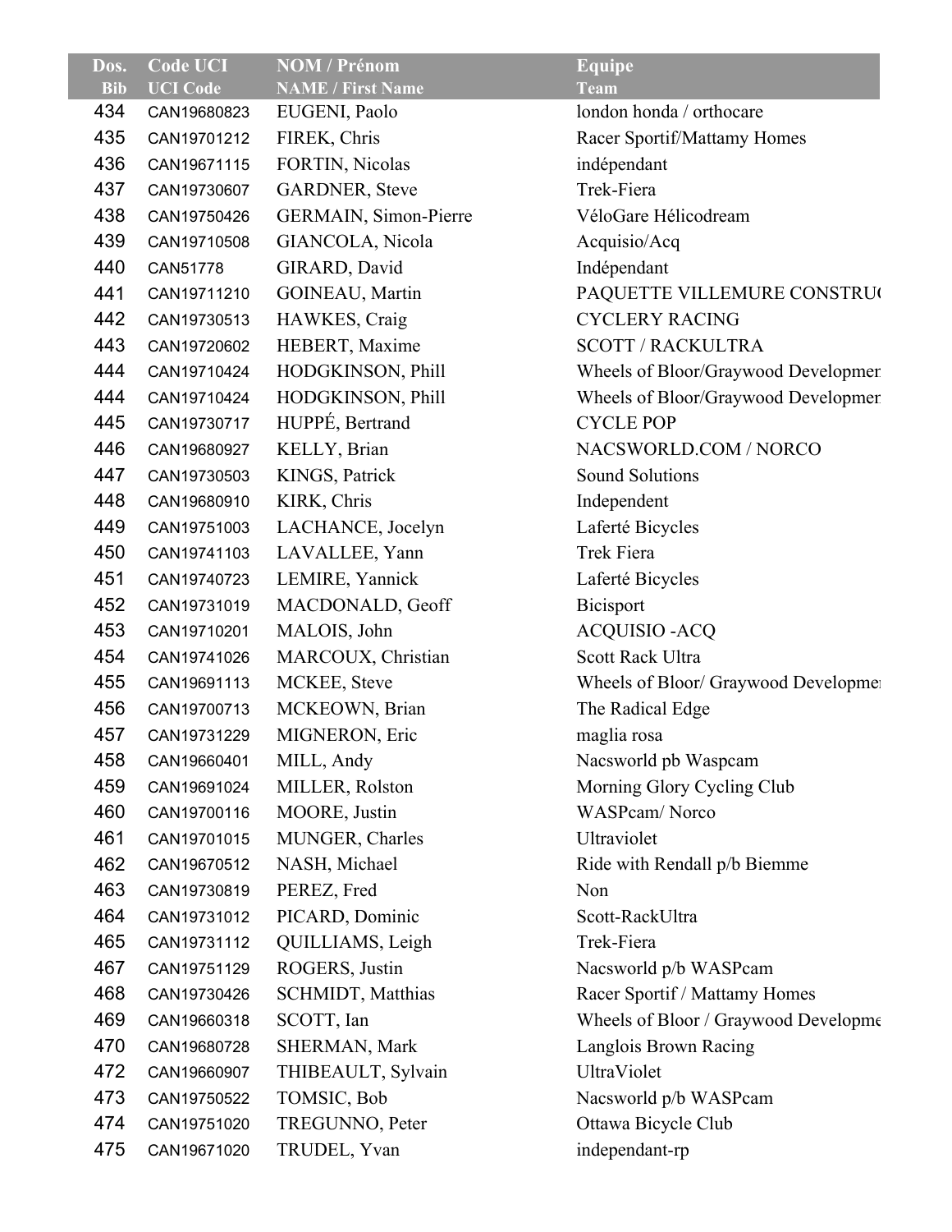| Dos.<br>Bib | Code UCI<br>UCI Code | NOM / Prénom<br>NAME / First Name | Equipe<br>Team |
|---|---|---|---|
| 434 | CAN19680823 | EUGENI, Paolo | london honda / orthocare |
| 435 | CAN19701212 | FIREK, Chris | Racer Sportif/Mattamy Homes |
| 436 | CAN19671115 | FORTIN, Nicolas | indépendant |
| 437 | CAN19730607 | GARDNER, Steve | Trek-Fiera |
| 438 | CAN19750426 | GERMAIN, Simon-Pierre | VéloGare Hélicodream |
| 439 | CAN19710508 | GIANCOLA, Nicola | Acquisio/Acq |
| 440 | CAN51778 | GIRARD, David | Indépendant |
| 441 | CAN19711210 | GOINEAU, Martin | PAQUETTE VILLEMURE CONSTRU( |
| 442 | CAN19730513 | HAWKES, Craig | CYCLERY RACING |
| 443 | CAN19720602 | HEBERT, Maxime | SCOTT / RACKULTRA |
| 444 | CAN19710424 | HODGKINSON, Phill | Wheels of Bloor/Graywood Developmer |
| 444 | CAN19710424 | HODGKINSON, Phill | Wheels of Bloor/Graywood Developmer |
| 445 | CAN19730717 | HUPPÉ, Bertrand | CYCLE POP |
| 446 | CAN19680927 | KELLY, Brian | NACSWORLD.COM / NORCO |
| 447 | CAN19730503 | KINGS, Patrick | Sound Solutions |
| 448 | CAN19680910 | KIRK, Chris | Independent |
| 449 | CAN19751003 | LACHANCE, Jocelyn | Laferté Bicycles |
| 450 | CAN19741103 | LAVALLEE, Yann | Trek Fiera |
| 451 | CAN19740723 | LEMIRE, Yannick | Laferté Bicycles |
| 452 | CAN19731019 | MACDONALD, Geoff | Bicisport |
| 453 | CAN19710201 | MALOIS, John | ACQUISIO -ACQ |
| 454 | CAN19741026 | MARCOUX, Christian | Scott Rack Ultra |
| 455 | CAN19691113 | MCKEE, Steve | Wheels of Bloor/ Graywood Developmer |
| 456 | CAN19700713 | MCKEOWN, Brian | The Radical Edge |
| 457 | CAN19731229 | MIGNERON, Eric | maglia rosa |
| 458 | CAN19660401 | MILL, Andy | Nacsworld pb Waspcam |
| 459 | CAN19691024 | MILLER, Rolston | Morning Glory Cycling Club |
| 460 | CAN19700116 | MOORE, Justin | WASPcam/ Norco |
| 461 | CAN19701015 | MUNGER, Charles | Ultraviolet |
| 462 | CAN19670512 | NASH, Michael | Ride with Rendall p/b Biemme |
| 463 | CAN19730819 | PEREZ, Fred | Non |
| 464 | CAN19731012 | PICARD, Dominic | Scott-RackUltra |
| 465 | CAN19731112 | QUILLIAMS, Leigh | Trek-Fiera |
| 467 | CAN19751129 | ROGERS, Justin | Nacsworld p/b WASPcam |
| 468 | CAN19730426 | SCHMIDT, Matthias | Racer Sportif / Mattamy Homes |
| 469 | CAN19660318 | SCOTT, Ian | Wheels of Bloor / Graywood Developme |
| 470 | CAN19680728 | SHERMAN, Mark | Langlois Brown Racing |
| 472 | CAN19660907 | THIBEAULT, Sylvain | UltraViolet |
| 473 | CAN19750522 | TOMSIC, Bob | Nacsworld p/b WASPcam |
| 474 | CAN19751020 | TREGUNNO, Peter | Ottawa Bicycle Club |
| 475 | CAN19671020 | TRUDEL, Yvan | independant-rp |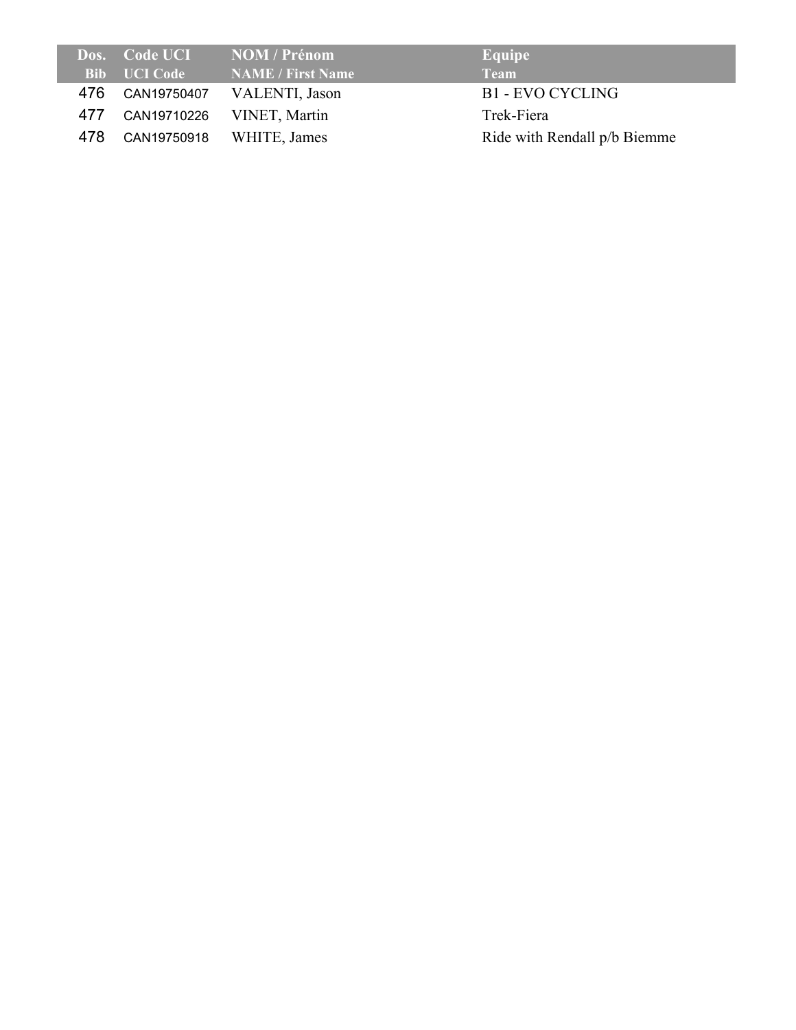| Dos. Bib | Code UCI UCI Code | NOM / Prénom NAME / First Name | Equipe Team |
| --- | --- | --- | --- |
| 476 | CAN19750407 | VALENTI, Jason | B1 - EVO CYCLING |
| 477 | CAN19710226 | VINET, Martin | Trek-Fiera |
| 478 | CAN19750918 | WHITE, James | Ride with Rendall p/b Biemme |